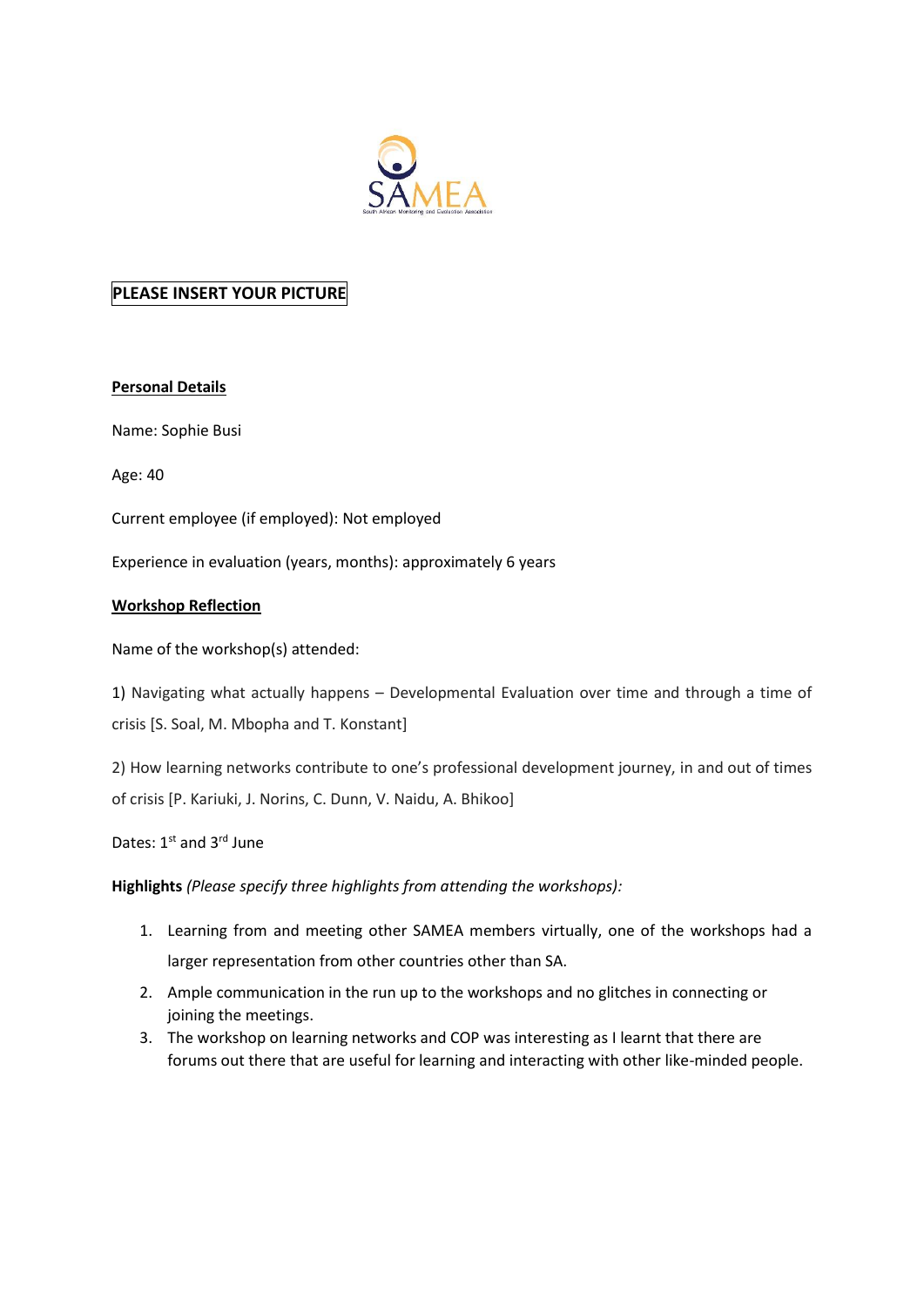**PLEASE INSERT YOUR PICTURE**

## Personal Details

Name: Sophie Busi

Age: 40

Current employee (if employed): Not employed

Experience in evaluation (years, months): approximately 6 years

## Workshop Reflection

Name of the workshop(s) attended:

1) Navigating what actually happens – Developmental Evaluation over time and through a time of crisis [S. Soal, M. Mbopha and T. Konstant]

2) How learning networks contribute to one's professional development journey, in and out of times of crisis [P. Kariuki, J. Norins, C. Dunn, V. Naidu, A. Bhikoo]

Dates: 1st and 3rd June

**Highlights** *(Please specify three highlights from attending the workshops):*

1. Learning from and meeting other SAMEA members virtually, one of the workshops had a larger representation from other countries other than SA.
2. Ample communication in the run up to the workshops and no glitches in connecting or joining the meetings.
3. The workshop on learning networks and COP was interesting as I learnt that there are forums out there that are useful for learning and interacting with other like-minded people.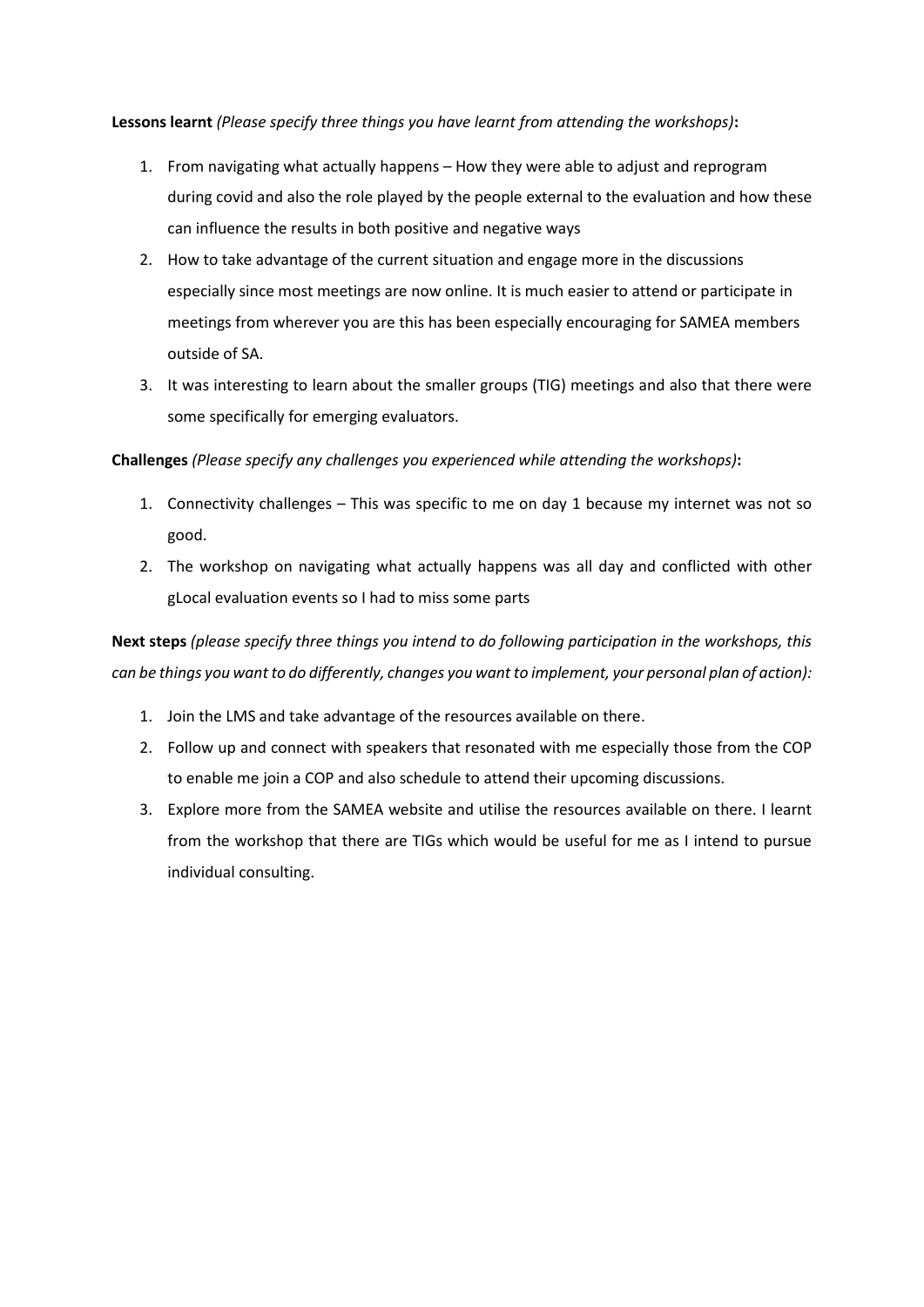**Lessons learnt** *(Please specify three things you have learnt from attending the workshops)***:**

1. From navigating what actually happens – How they were able to adjust and reprogram during covid and also the role played by the people external to the evaluation and how these can influence the results in both positive and negative ways
2. How to take advantage of the current situation and engage more in the discussions especially since most meetings are now online. It is much easier to attend or participate in meetings from wherever you are this has been especially encouraging for SAMEA members outside of SA.
3. It was interesting to learn about the smaller groups (TIG) meetings and also that there were some specifically for emerging evaluators.

**Challenges** *(Please specify any challenges you experienced while attending the workshops)***:**

1. Connectivity challenges – This was specific to me on day 1 because my internet was not so good.
2. The workshop on navigating what actually happens was all day and conflicted with other gLocal evaluation events so I had to miss some parts

**Next steps** *(please specify three things you intend to do following participation in the workshops, this can be things you want to do differently, changes you want to implement, your personal plan of action):*

1. Join the LMS and take advantage of the resources available on there.
2. Follow up and connect with speakers that resonated with me especially those from the COP to enable me join a COP and also schedule to attend their upcoming discussions.
3. Explore more from the SAMEA website and utilise the resources available on there. I learnt from the workshop that there are TIGs which would be useful for me as I intend to pursue individual consulting.